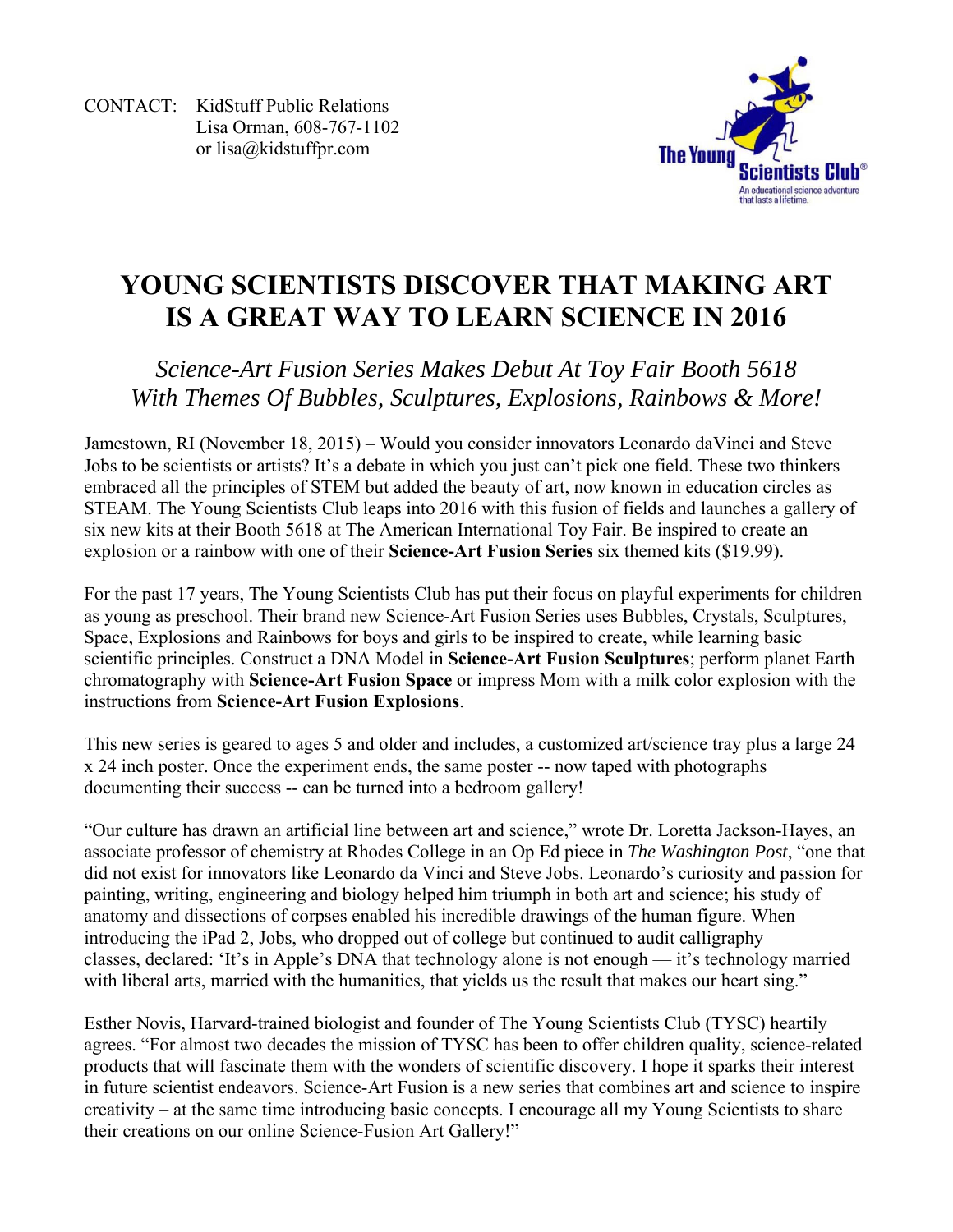CONTACT: KidStuff Public Relations
Lisa Orman, 608-767-1102
or lisa@kidstuffpr.com

The Young Scientists Club®
An educational science adventure that lasts a lifetime.

# YOUNG SCIENTISTS DISCOVER THAT MAKING ART IS A GREAT WAY TO LEARN SCIENCE IN 2016

## *Science-Art Fusion Series Makes Debut At Toy Fair Booth 5618 With Themes Of Bubbles, Sculptures, Explosions, Rainbows & More!*

Jamestown, RI (November 18, 2015) – Would you consider innovators Leonardo daVinci and Steve Jobs to be scientists or artists? It's a debate in which you just can't pick one field. These two thinkers embraced all the principles of STEM but added the beauty of art, now known in education circles as STEAM. The Young Scientists Club leaps into 2016 with this fusion of fields and launches a gallery of six new kits at their Booth 5618 at The American International Toy Fair. Be inspired to create an explosion or a rainbow with one of their **Science-Art Fusion Series** six themed kits ($19.99).

For the past 17 years, The Young Scientists Club has put their focus on playful experiments for children as young as preschool. Their brand new Science-Art Fusion Series uses Bubbles, Crystals, Sculptures, Space, Explosions and Rainbows for boys and girls to be inspired to create, while learning basic scientific principles. Construct a DNA Model in **Science-Art Fusion Sculptures**; perform planet Earth chromatography with **Science-Art Fusion Space** or impress Mom with a milk color explosion with the instructions from **Science-Art Fusion Explosions**.

This new series is geared to ages 5 and older and includes, a customized art/science tray plus a large 24 x 24 inch poster. Once the experiment ends, the same poster -- now taped with photographs documenting their success -- can be turned into a bedroom gallery!

"Our culture has drawn an artificial line between art and science," wrote Dr. Loretta Jackson-Hayes, an associate professor of chemistry at Rhodes College in an Op Ed piece in *The Washington Post*, "one that did not exist for innovators like Leonardo da Vinci and Steve Jobs. Leonardo's curiosity and passion for painting, writing, engineering and biology helped him triumph in both art and science; his study of anatomy and dissections of corpses enabled his incredible drawings of the human figure. When introducing the iPad 2, Jobs, who dropped out of college but continued to audit calligraphy classes, declared: 'It's in Apple's DNA that technology alone is not enough — it's technology married with liberal arts, married with the humanities, that yields us the result that makes our heart sing."

Esther Novis, Harvard-trained biologist and founder of The Young Scientists Club (TYSC) heartily agrees. "For almost two decades the mission of TYSC has been to offer children quality, science-related products that will fascinate them with the wonders of scientific discovery. I hope it sparks their interest in future scientist endeavors. Science-Art Fusion is a new series that combines art and science to inspire creativity – at the same time introducing basic concepts. I encourage all my Young Scientists to share their creations on our online Science-Fusion Art Gallery!"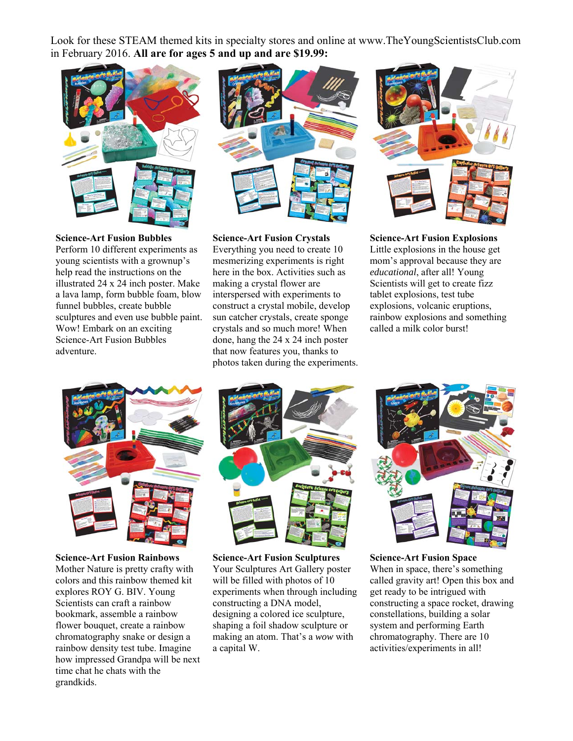Look for these STEAM themed kits in specialty stores and online at www.TheYoungScientistsClub.com in February 2016. **All are for ages 5 and up and are $19.99:**

**Science-Art Fusion Bubbles**
Perform 10 different experiments as young scientists with a grownup's help read the instructions on the illustrated 24 x 24 inch poster. Make a lava lamp, form bubble foam, blow funnel bubbles, create bubble sculptures and even use bubble paint. Wow! Embark on an exciting Science-Art Fusion Bubbles adventure.

**Science-Art Fusion Crystals**
Everything you need to create 10 mesmerizing experiments is right here in the box. Activities such as making a crystal flower are interspersed with experiments to construct a crystal mobile, develop sun catcher crystals, create sponge crystals and so much more! When done, hang the 24 x 24 inch poster that now features you, thanks to photos taken during the experiments.

**Science-Art Fusion Explosions**
Little explosions in the house get mom's approval because they are *educational*, after all! Young Scientists will get to create fizz tablet explosions, test tube explosions, volcanic eruptions, rainbow explosions and something called a milk color burst!

**Science-Art Fusion Rainbows**
Mother Nature is pretty crafty with colors and this rainbow themed kit explores ROY G. BIV. Young Scientists can craft a rainbow bookmark, assemble a rainbow flower bouquet, create a rainbow chromatography snake or design a rainbow density test tube. Imagine how impressed Grandpa will be next time chat he chats with the grandkids.

**Science-Art Fusion Sculptures**
Your Sculptures Art Gallery poster will be filled with photos of 10 experiments when through including constructing a DNA model, designing a colored ice sculpture, shaping a foil shadow sculpture or making an atom. That's a *wow* with a capital W.

**Science-Art Fusion Space**
When in space, there's something called gravity art! Open this box and get ready to be intrigued with constructing a space rocket, drawing constellations, building a solar system and performing Earth chromatography. There are 10 activities/experiments in all!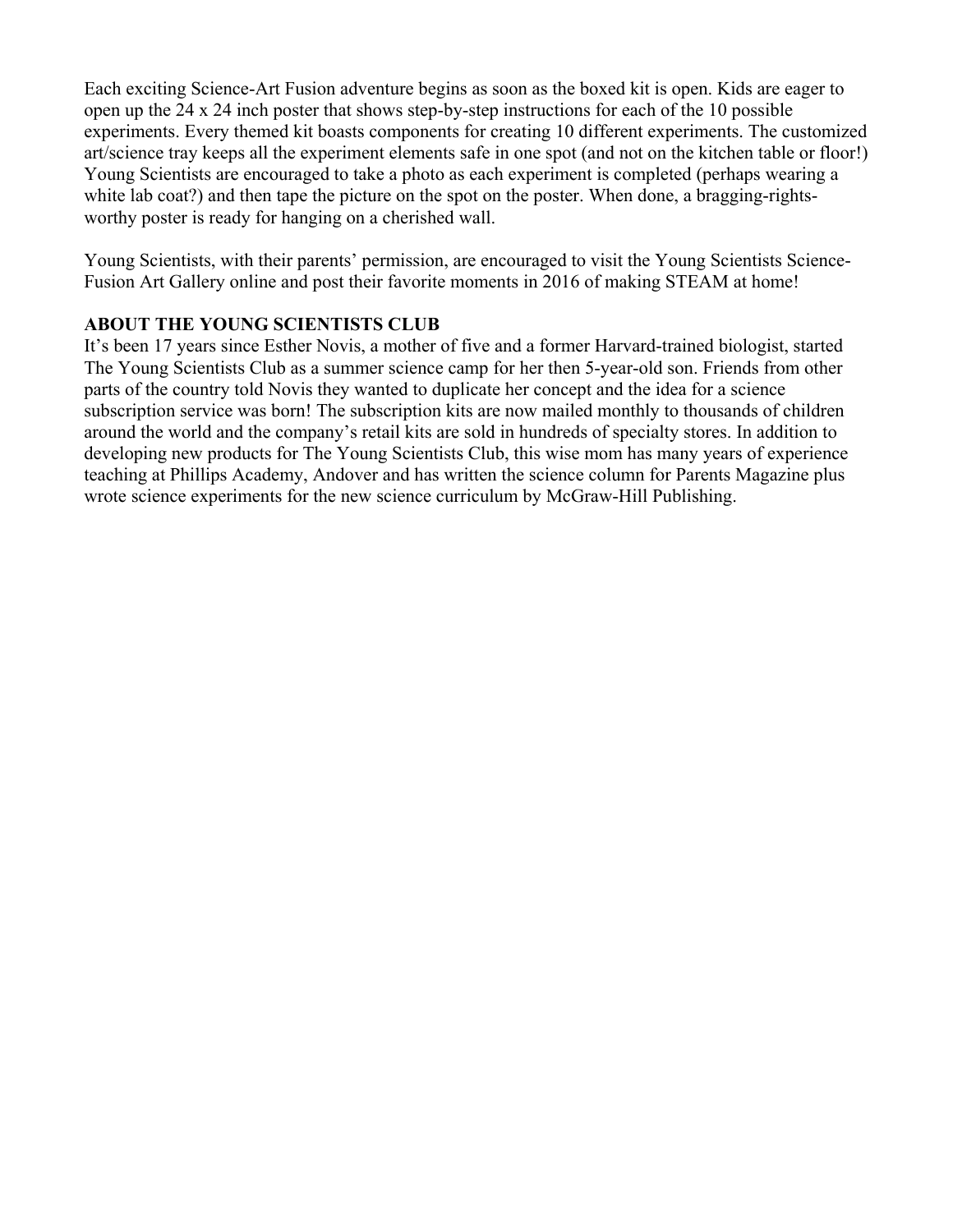Each exciting Science-Art Fusion adventure begins as soon as the boxed kit is open. Kids are eager to open up the 24 x 24 inch poster that shows step-by-step instructions for each of the 10 possible experiments. Every themed kit boasts components for creating 10 different experiments. The customized art/science tray keeps all the experiment elements safe in one spot (and not on the kitchen table or floor!) Young Scientists are encouraged to take a photo as each experiment is completed (perhaps wearing a white lab coat?) and then tape the picture on the spot on the poster. When done, a bragging-rights-worthy poster is ready for hanging on a cherished wall.

Young Scientists, with their parents' permission, are encouraged to visit the Young Scientists Science-Fusion Art Gallery online and post their favorite moments in 2016 of making STEAM at home!

**ABOUT THE YOUNG SCIENTISTS CLUB**

It's been 17 years since Esther Novis, a mother of five and a former Harvard-trained biologist, started The Young Scientists Club as a summer science camp for her then 5-year-old son. Friends from other parts of the country told Novis they wanted to duplicate her concept and the idea for a science subscription service was born! The subscription kits are now mailed monthly to thousands of children around the world and the company's retail kits are sold in hundreds of specialty stores. In addition to developing new products for The Young Scientists Club, this wise mom has many years of experience teaching at Phillips Academy, Andover and has written the science column for Parents Magazine plus wrote science experiments for the new science curriculum by McGraw-Hill Publishing.